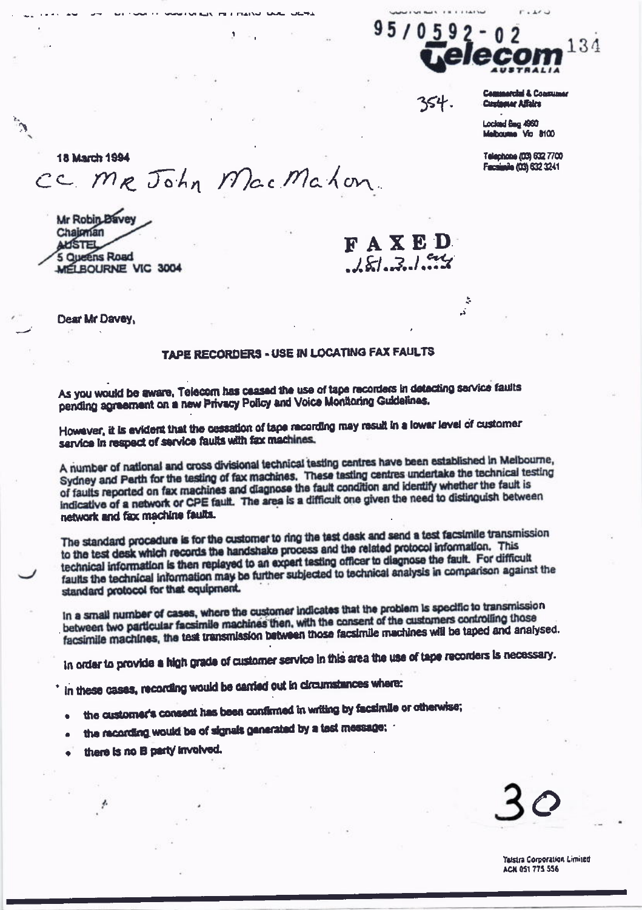95/0592-02

**Telecom AUSTRALIA**

354.

Commercial & Consumer
Customer Affairs

Locked Bag 4960
Melbourne Vic 8100

Telephone (03) 632 7700
Facsimile (03) 632 3241

18 March 1994

cc Mr John MacMahon

Mr Robin Davey
Chairman
AUSTEL
5 Queens Road
MELBOURNE VIC 3004

FAXED 18/3/94

Dear Mr Davey,

**TAPE RECORDERS - USE IN LOCATING FAX FAULTS**

As you would be aware, Telecom has ceased the use of tape recorders in detecting service faults pending agreement on a new Privacy Policy and Voice Monitoring Guidelines.

However, it is evident that the cessation of tape recording may result in a lower level of customer service in respect of service faults with fax machines.

A number of national and cross divisional technical testing centres have been established in Melbourne, Sydney and Perth for the testing of fax machines. These testing centres undertake the technical testing of faults reported on fax machines and diagnose the fault condition and identify whether the fault is indicative of a network or CPE fault. The area is a difficult one given the need to distinguish between network and fax machine faults.

The standard procedure is for the customer to ring the test desk and send a test facsimile transmission to the test desk which records the handshake process and the related protocol information. This technical information is then replayed to an expert testing officer to diagnose the fault. For difficult faults the technical information may be further subjected to technical analysis in comparison against the standard protocol for that equipment.

In a small number of cases, where the customer indicates that the problem is specific to transmission between two particular facsimile machines then, with the consent of the customers controlling those facsimile machines, the test transmission between those facsimile machines will be taped and analysed.

In order to provide a high grade of customer service in this area the use of tape recorders is necessary.

In these cases, recording would be carried out in circumstances where:

- the customer's consent has been confirmed in writing by facsimile or otherwise;
- the recording would be of signals generated by a test message;
- there is no B party involved.

Telstra Corporation Limited
ACN 051 775 556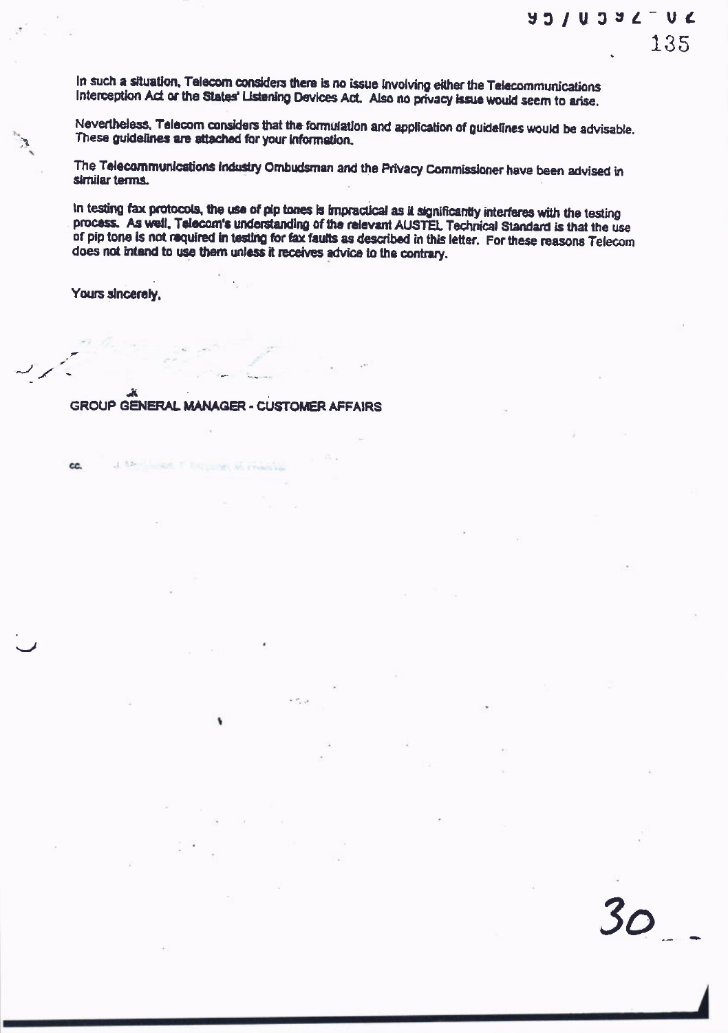In such a situation, Telecom considers there is no issue involving either the Telecommunications Interception Act or the States' Listening Devices Act. Also no privacy issue would seem to arise.

Nevertheless, Telecom considers that the formulation and application of guidelines would be advisable. These guidelines are attached for your information.

The Telecommunications Industry Ombudsman and the Privacy Commissioner have been advised in similar terms.

In testing fax protocols, the use of pip tones is impractical as it significantly interferes with the testing process. As well, Telecom's understanding of the relevant AUSTEL Technical Standard is that the use of pip tone is not required in testing for fax faults as described in this letter. For these reasons Telecom does not intend to use them unless it receives advice to the contrary.

Yours sincerely,

GROUP GENERAL MANAGER - CUSTOMER AFFAIRS

cc.